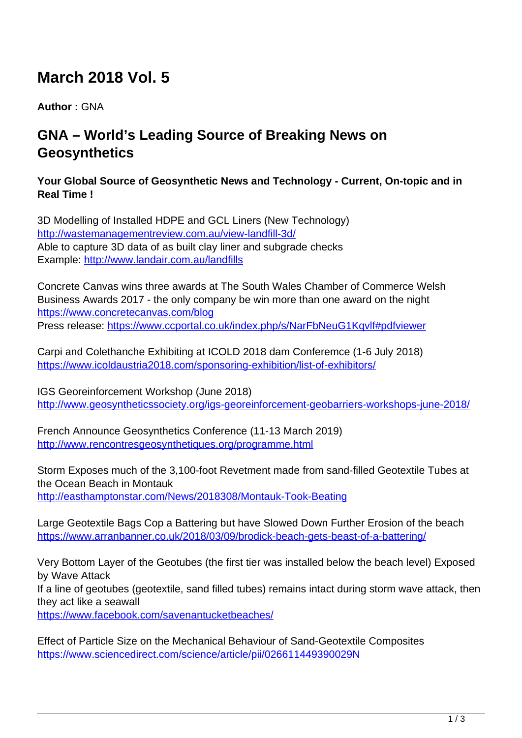# March 2018 Vol. 5

**Author :** GNA

## GNA – World's Leading Source of Breaking News on Geosynthetics

**Your Global Source of Geosynthetic News and Technology - Current, On-topic and in Real Time !**

3D Modelling of Installed HDPE and GCL Liners (New Technology)
http://wastemanagementreview.com.au/view-landfill-3d/
Able to capture 3D data of as built clay liner and subgrade checks
Example: http://www.landair.com.au/landfills

Concrete Canvas wins three awards at The South Wales Chamber of Commerce Welsh Business Awards 2017 - the only company be win more than one award on the night
https://www.concretecanvas.com/blog
Press release: https://www.ccportal.co.uk/index.php/s/NarFbNeuG1Kqvlf#pdfviewer

Carpi and Colethanche Exhibiting at ICOLD 2018 dam Conferemce (1-6 July 2018)
https://www.icoldaustria2018.com/sponsoring-exhibition/list-of-exhibitors/

IGS Georeinforcement Workshop (June 2018)
http://www.geosyntheticssociety.org/igs-georeinforcement-geobarriers-workshops-june-2018/

French Announce Geosynthetics Conference (11-13 March 2019)
http://www.rencontresgeosynthetiques.org/programme.html

Storm Exposes much of the 3,100-foot Revetment made from sand-filled Geotextile Tubes at the Ocean Beach in Montauk
http://easthamptonstar.com/News/2018308/Montauk-Took-Beating

Large Geotextile Bags Cop a Battering but have Slowed Down Further Erosion of the beach
https://www.arranbanner.co.uk/2018/03/09/brodick-beach-gets-beast-of-a-battering/

Very Bottom Layer of the Geotubes (the first tier was installed below the beach level) Exposed by Wave Attack
If a line of geotubes (geotextile, sand filled tubes) remains intact during storm wave attack, then they act like a seawall
https://www.facebook.com/savenantucketbeaches/

Effect of Particle Size on the Mechanical Behaviour of Sand-Geotextile Composites
https://www.sciencedirect.com/science/article/pii/026611449390029N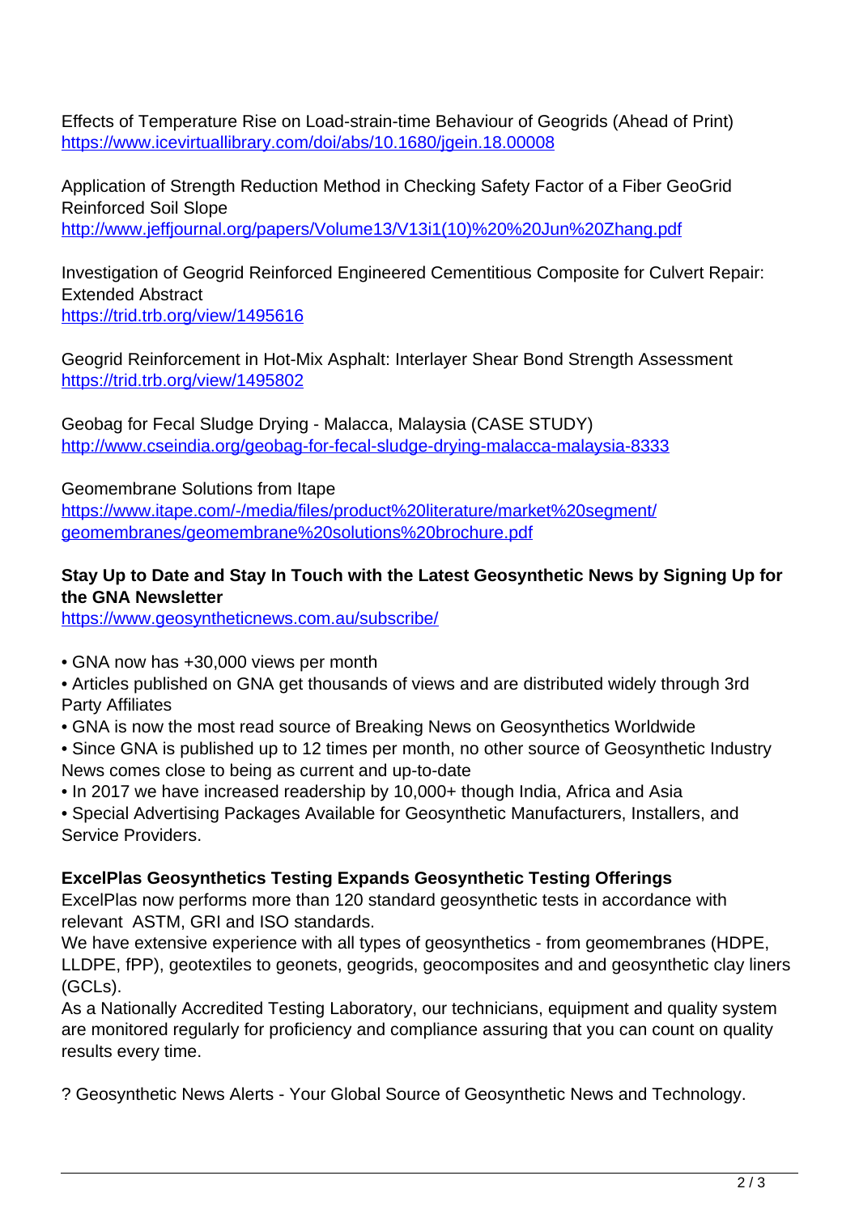Effects of Temperature Rise on Load-strain-time Behaviour of Geogrids (Ahead of Print)
https://www.icevirtuallibrary.com/doi/abs/10.1680/jgein.18.00008

Application of Strength Reduction Method in Checking Safety Factor of a Fiber GeoGrid Reinforced Soil Slope
http://www.jeffjournal.org/papers/Volume13/V13i1(10)%20%20Jun%20Zhang.pdf

Investigation of Geogrid Reinforced Engineered Cementitious Composite for Culvert Repair: Extended Abstract
https://trid.trb.org/view/1495616

Geogrid Reinforcement in Hot-Mix Asphalt: Interlayer Shear Bond Strength Assessment
https://trid.trb.org/view/1495802

Geobag for Fecal Sludge Drying - Malacca, Malaysia (CASE STUDY)
http://www.cseindia.org/geobag-for-fecal-sludge-drying-malacca-malaysia-8333

Geomembrane Solutions from Itape
https://www.itape.com/-/media/files/product%20literature/market%20segment/geomembranes/geomembrane%20solutions%20brochure.pdf

**Stay Up to Date and Stay In Touch with the Latest Geosynthetic News by Signing Up for the GNA Newsletter**
https://www.geosyntheticnews.com.au/subscribe/

- GNA now has +30,000 views per month
- Articles published on GNA get thousands of views and are distributed widely through 3rd Party Affiliates
- GNA is now the most read source of Breaking News on Geosynthetics Worldwide
- Since GNA is published up to 12 times per month, no other source of Geosynthetic Industry News comes close to being as current and up-to-date
- In 2017 we have increased readership by 10,000+ though India, Africa and Asia
- Special Advertising Packages Available for Geosynthetic Manufacturers, Installers, and Service Providers.

**ExcelPlas Geosynthetics Testing Expands Geosynthetic Testing Offerings**
ExcelPlas now performs more than 120 standard geosynthetic tests in accordance with relevant ASTM, GRI and ISO standards.
We have extensive experience with all types of geosynthetics - from geomembranes (HDPE, LLDPE, fPP), geotextiles to geonets, geogrids, geocomposites and and geosynthetic clay liners (GCLs).
As a Nationally Accredited Testing Laboratory, our technicians, equipment and quality system are monitored regularly for proficiency and compliance assuring that you can count on quality results every time.

? Geosynthetic News Alerts - Your Global Source of Geosynthetic News and Technology.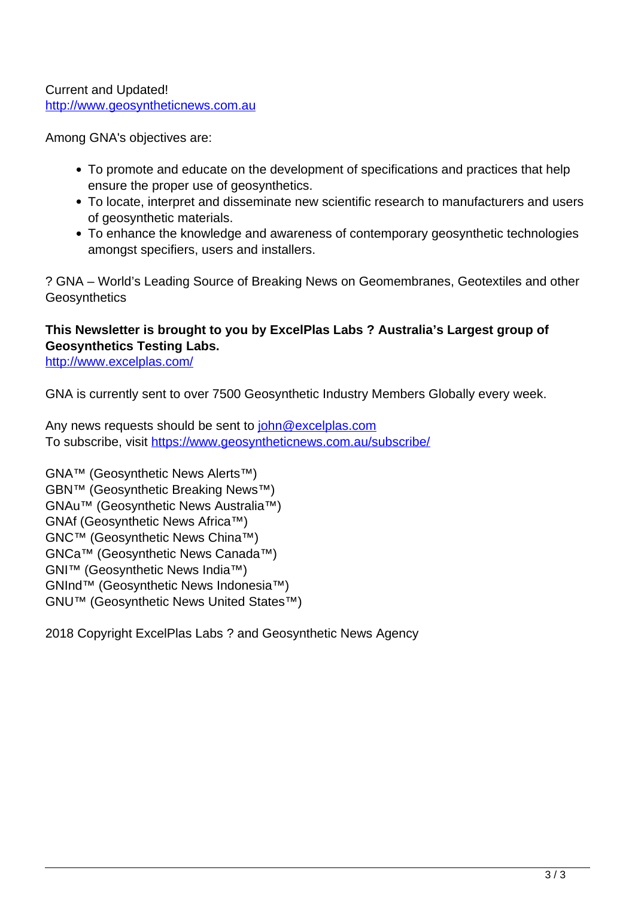Current and Updated!
http://www.geosyntheticnews.com.au

Among GNA's objectives are:

- To promote and educate on the development of specifications and practices that help ensure the proper use of geosynthetics.
- To locate, interpret and disseminate new scientific research to manufacturers and users of geosynthetic materials.
- To enhance the knowledge and awareness of contemporary geosynthetic technologies amongst specifiers, users and installers.

? GNA – World's Leading Source of Breaking News on Geomembranes, Geotextiles and other Geosynthetics

**This Newsletter is brought to you by ExcelPlas Labs ? Australia's Largest group of Geosynthetics Testing Labs.**
http://www.excelplas.com/

GNA is currently sent to over 7500 Geosynthetic Industry Members Globally every week.

Any news requests should be sent to john@excelplas.com
To subscribe, visit https://www.geosyntheticnews.com.au/subscribe/

GNA™ (Geosynthetic News Alerts™)
GBN™ (Geosynthetic Breaking News™)
GNAu™ (Geosynthetic News Australia™)
GNAf (Geosynthetic News Africa™)
GNC™ (Geosynthetic News China™)
GNCa™ (Geosynthetic News Canada™)
GNI™ (Geosynthetic News India™)
GNInd™ (Geosynthetic News Indonesia™)
GNU™ (Geosynthetic News United States™)

2018 Copyright ExcelPlas Labs ? and Geosynthetic News Agency